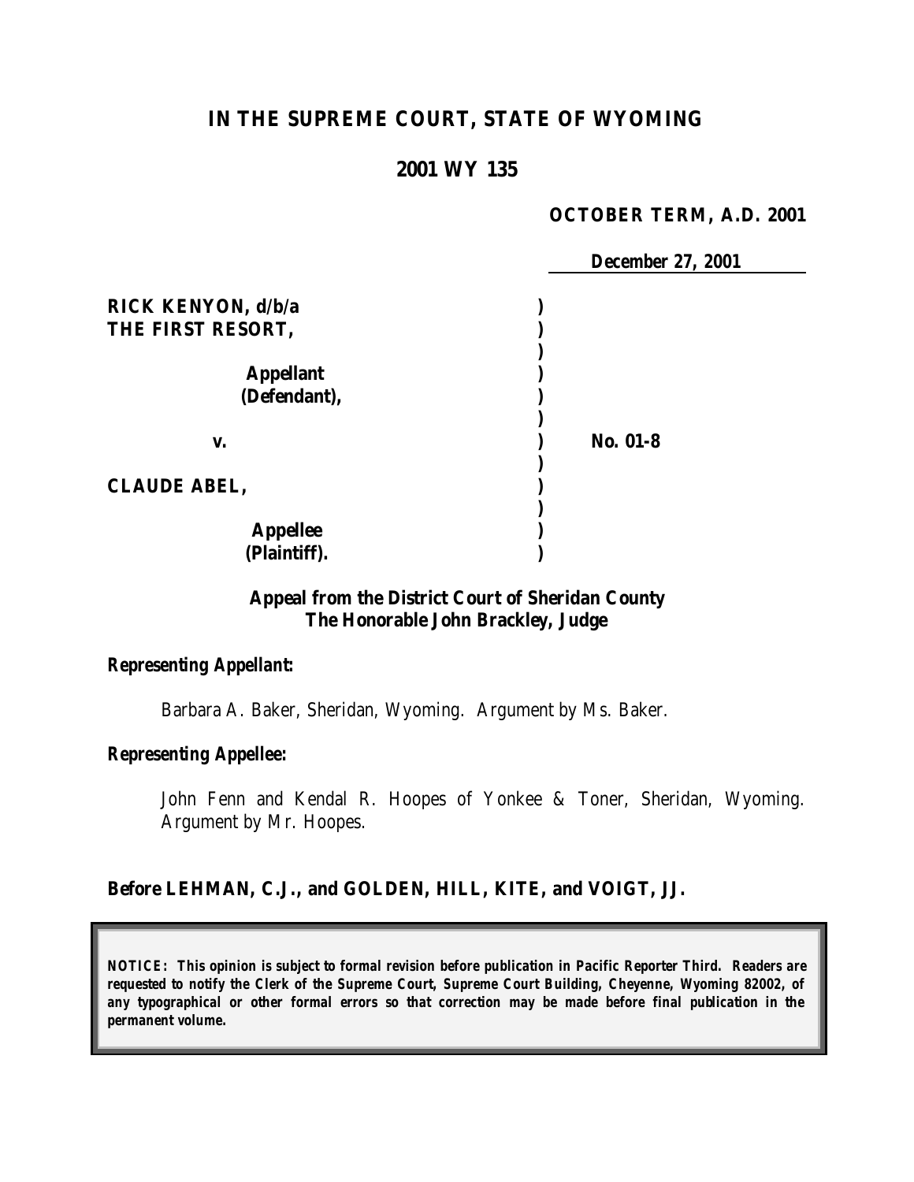# IN THE SUPREME COURT, STATE OF WYOMING

## 2001 WY 135

**OCTOBER TERM, A.D. 2001**

**December 27, 2001**

| | | |
|---|---|---|
| **RICK KENYON, d/b/a THE FIRST RESORT,** | ) | |
| **Appellant (Defendant),** | ) | |
| **v.** | ) | **No. 01-8** |
| **CLAUDE ABEL,** | ) | |
| **Appellee (Plaintiff).** | ) | |

**Appeal from the District Court of Sheridan County**
**The Honorable John Brackley, Judge**

***Representing Appellant:***

Barbara A. Baker, Sheridan, Wyoming. Argument by Ms. Baker.

***Representing Appellee:***

John Fenn and Kendal R. Hoopes of Yonkee & Toner, Sheridan, Wyoming. Argument by Mr. Hoopes.

**Before LEHMAN, C.J., and GOLDEN, HILL, KITE, and VOIGT, JJ.**

***NOTICE: This opinion is subject to formal revision before publication in Pacific Reporter Third. Readers are requested to notify the Clerk of the Supreme Court, Supreme Court Building, Cheyenne, Wyoming 82002, of any typographical or other formal errors so that correction may be made before final publication in the permanent volume.***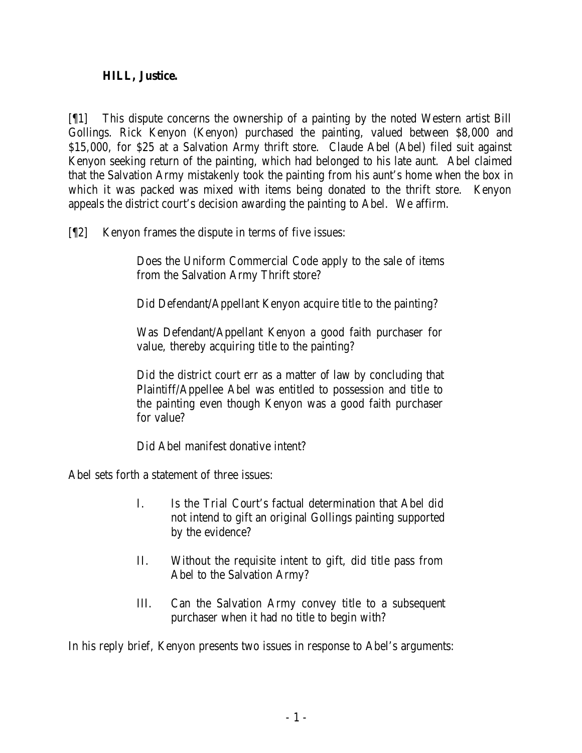**HILL, Justice.**

[¶1] This dispute concerns the ownership of a painting by the noted Western artist Bill Gollings. Rick Kenyon (Kenyon) purchased the painting, valued between $8,000 and $15,000, for $25 at a Salvation Army thrift store. Claude Abel (Abel) filed suit against Kenyon seeking return of the painting, which had belonged to his late aunt. Abel claimed that the Salvation Army mistakenly took the painting from his aunt's home when the box in which it was packed was mixed with items being donated to the thrift store. Kenyon appeals the district court's decision awarding the painting to Abel. We affirm.

[¶2] Kenyon frames the dispute in terms of five issues:

> Does the Uniform Commercial Code apply to the sale of items from the Salvation Army Thrift store?
>
> Did Defendant/Appellant Kenyon acquire title to the painting?
>
> Was Defendant/Appellant Kenyon a good faith purchaser for value, thereby acquiring title to the painting?
>
> Did the district court err as a matter of law by concluding that Plaintiff/Appellee Abel was entitled to possession and title to the painting even though Kenyon was a good faith purchaser for value?
>
> Did Abel manifest donative intent?

Abel sets forth a statement of three issues:

> I. Is the Trial Court's factual determination that Abel did not intend to gift an original Gollings painting supported by the evidence?
>
> II. Without the requisite intent to gift, did title pass from Abel to the Salvation Army?
>
> III. Can the Salvation Army convey title to a subsequent purchaser when it had no title to begin with?

In his reply brief, Kenyon presents two issues in response to Abel's arguments: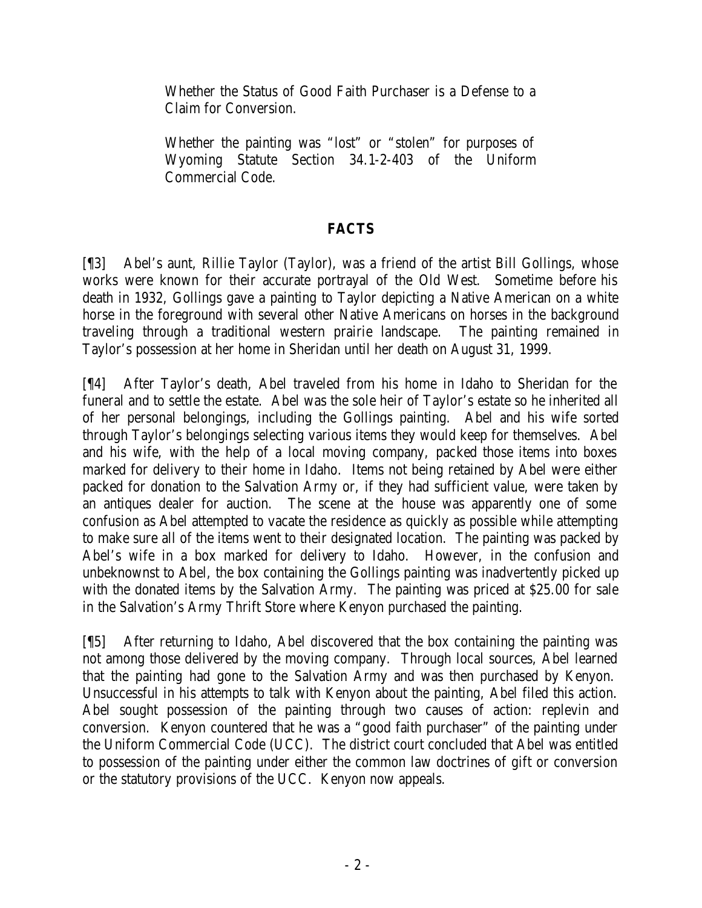Whether the Status of Good Faith Purchaser is a Defense to a Claim for Conversion.

Whether the painting was "lost" or "stolen" for purposes of Wyoming Statute Section 34.1-2-403 of the Uniform Commercial Code.

## FACTS

[¶3] Abel's aunt, Rillie Taylor (Taylor), was a friend of the artist Bill Gollings, whose works were known for their accurate portrayal of the Old West. Sometime before his death in 1932, Gollings gave a painting to Taylor depicting a Native American on a white horse in the foreground with several other Native Americans on horses in the background traveling through a traditional western prairie landscape. The painting remained in Taylor's possession at her home in Sheridan until her death on August 31, 1999.

[¶4] After Taylor's death, Abel traveled from his home in Idaho to Sheridan for the funeral and to settle the estate. Abel was the sole heir of Taylor's estate so he inherited all of her personal belongings, including the Gollings painting. Abel and his wife sorted through Taylor's belongings selecting various items they would keep for themselves. Abel and his wife, with the help of a local moving company, packed those items into boxes marked for delivery to their home in Idaho. Items not being retained by Abel were either packed for donation to the Salvation Army or, if they had sufficient value, were taken by an antiques dealer for auction. The scene at the house was apparently one of some confusion as Abel attempted to vacate the residence as quickly as possible while attempting to make sure all of the items went to their designated location. The painting was packed by Abel's wife in a box marked for delivery to Idaho. However, in the confusion and unbeknownst to Abel, the box containing the Gollings painting was inadvertently picked up with the donated items by the Salvation Army. The painting was priced at $25.00 for sale in the Salvation's Army Thrift Store where Kenyon purchased the painting.

[¶5] After returning to Idaho, Abel discovered that the box containing the painting was not among those delivered by the moving company. Through local sources, Abel learned that the painting had gone to the Salvation Army and was then purchased by Kenyon. Unsuccessful in his attempts to talk with Kenyon about the painting, Abel filed this action. Abel sought possession of the painting through two causes of action: replevin and conversion. Kenyon countered that he was a "good faith purchaser" of the painting under the Uniform Commercial Code (UCC). The district court concluded that Abel was entitled to possession of the painting under either the common law doctrines of gift or conversion or the statutory provisions of the UCC. Kenyon now appeals.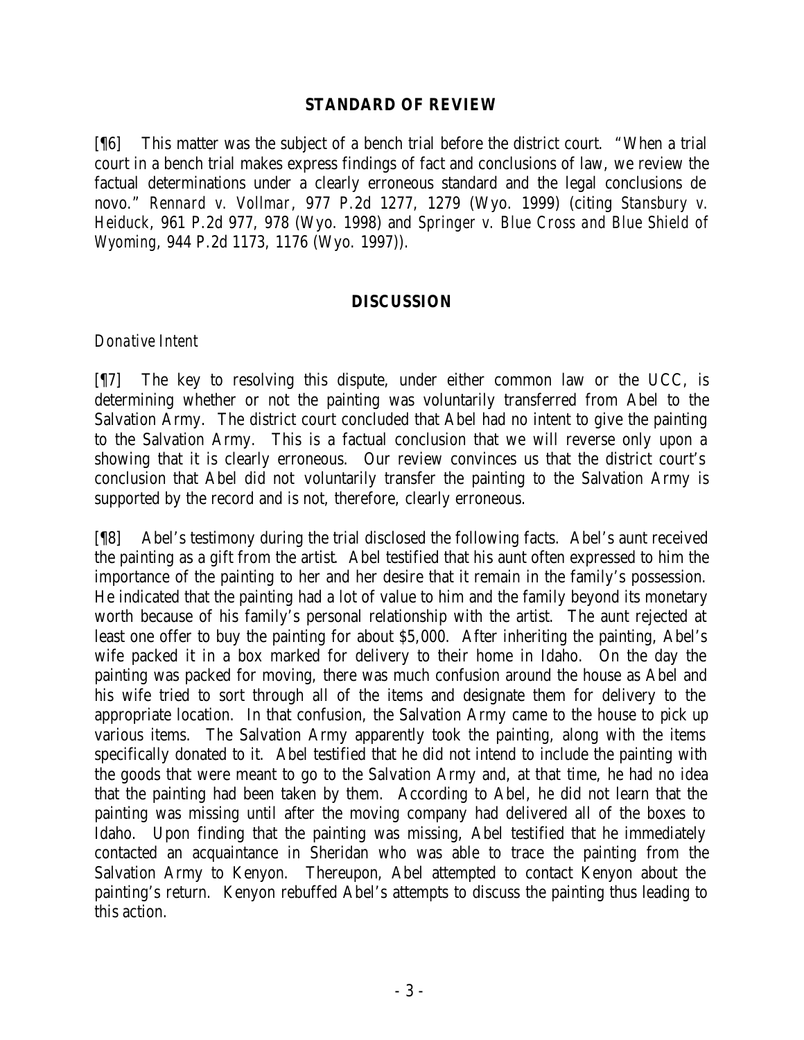## STANDARD OF REVIEW

[¶6] This matter was the subject of a bench trial before the district court. "When a trial court in a bench trial makes express findings of fact and conclusions of law, we review the factual determinations under a clearly erroneous standard and the legal conclusions de novo." *Rennard v. Vollmar*, 977 P.2d 1277, 1279 (Wyo. 1999) (citing *Stansbury v. Heiduck*, 961 P.2d 977, 978 (Wyo. 1998) and *Springer v. Blue Cross and Blue Shield of Wyoming*, 944 P.2d 1173, 1176 (Wyo. 1997)).

## DISCUSSION

*Donative Intent*

[¶7] The key to resolving this dispute, under either common law or the UCC, is determining whether or not the painting was voluntarily transferred from Abel to the Salvation Army. The district court concluded that Abel had no intent to give the painting to the Salvation Army. This is a factual conclusion that we will reverse only upon a showing that it is clearly erroneous. Our review convinces us that the district court's conclusion that Abel did not voluntarily transfer the painting to the Salvation Army is supported by the record and is not, therefore, clearly erroneous.

[¶8] Abel's testimony during the trial disclosed the following facts. Abel's aunt received the painting as a gift from the artist. Abel testified that his aunt often expressed to him the importance of the painting to her and her desire that it remain in the family's possession. He indicated that the painting had a lot of value to him and the family beyond its monetary worth because of his family's personal relationship with the artist. The aunt rejected at least one offer to buy the painting for about $5,000. After inheriting the painting, Abel's wife packed it in a box marked for delivery to their home in Idaho. On the day the painting was packed for moving, there was much confusion around the house as Abel and his wife tried to sort through all of the items and designate them for delivery to the appropriate location. In that confusion, the Salvation Army came to the house to pick up various items. The Salvation Army apparently took the painting, along with the items specifically donated to it. Abel testified that he did not intend to include the painting with the goods that were meant to go to the Salvation Army and, at that time, he had no idea that the painting had been taken by them. According to Abel, he did not learn that the painting was missing until after the moving company had delivered all of the boxes to Idaho. Upon finding that the painting was missing, Abel testified that he immediately contacted an acquaintance in Sheridan who was able to trace the painting from the Salvation Army to Kenyon. Thereupon, Abel attempted to contact Kenyon about the painting's return. Kenyon rebuffed Abel's attempts to discuss the painting thus leading to this action.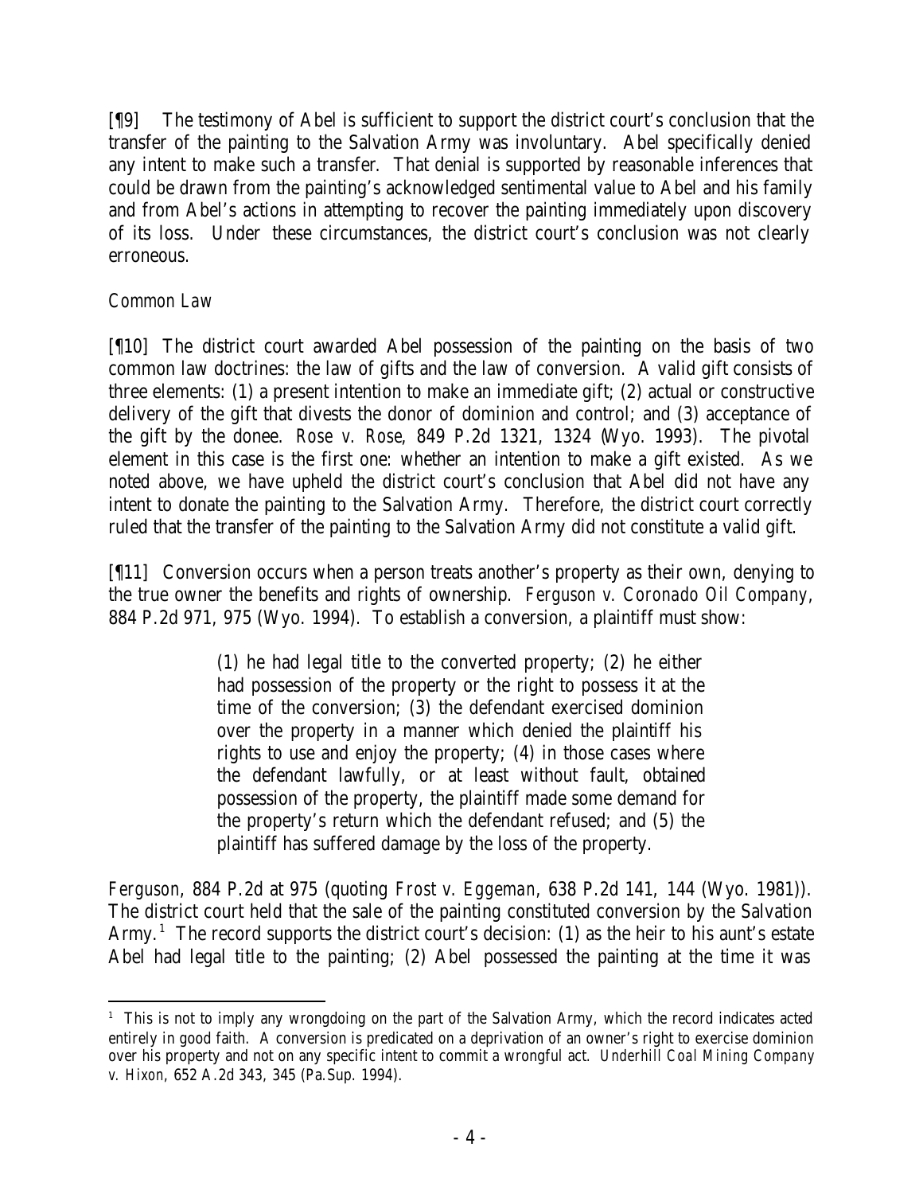[¶9] The testimony of Abel is sufficient to support the district court's conclusion that the transfer of the painting to the Salvation Army was involuntary. Abel specifically denied any intent to make such a transfer. That denial is supported by reasonable inferences that could be drawn from the painting's acknowledged sentimental value to Abel and his family and from Abel's actions in attempting to recover the painting immediately upon discovery of its loss. Under these circumstances, the district court's conclusion was not clearly erroneous.

*Common Law*

[¶10] The district court awarded Abel possession of the painting on the basis of two common law doctrines: the law of gifts and the law of conversion. A valid gift consists of three elements: (1) a present intention to make an immediate gift; (2) actual or constructive delivery of the gift that divests the donor of dominion and control; and (3) acceptance of the gift by the donee. *Rose v. Rose*, 849 P.2d 1321, 1324 (Wyo. 1993). The pivotal element in this case is the first one: whether an intention to make a gift existed. As we noted above, we have upheld the district court's conclusion that Abel did not have any intent to donate the painting to the Salvation Army. Therefore, the district court correctly ruled that the transfer of the painting to the Salvation Army did not constitute a valid gift.

[¶11] Conversion occurs when a person treats another's property as their own, denying to the true owner the benefits and rights of ownership. *Ferguson v. Coronado Oil Company*, 884 P.2d 971, 975 (Wyo. 1994). To establish a conversion, a plaintiff must show:

> (1) he had legal title to the converted property; (2) he either had possession of the property or the right to possess it at the time of the conversion; (3) the defendant exercised dominion over the property in a manner which denied the plaintiff his rights to use and enjoy the property; (4) in those cases where the defendant lawfully, or at least without fault, obtained possession of the property, the plaintiff made some demand for the property's return which the defendant refused; and (5) the plaintiff has suffered damage by the loss of the property.

*Ferguson*, 884 P.2d at 975 (quoting *Frost v. Eggeman*, 638 P.2d 141, 144 (Wyo. 1981)). The district court held that the sale of the painting constituted conversion by the Salvation Army.[1] The record supports the district court's decision: (1) as the heir to his aunt's estate Abel had legal title to the painting; (2) Abel possessed the painting at the time it was

---

[1] This is not to imply any wrongdoing on the part of the Salvation Army, which the record indicates acted entirely in good faith. A conversion is predicated on a deprivation of an owner's right to exercise dominion over his property and not on any specific intent to commit a wrongful act. *Underhill Coal Mining Company v. Hixon*, 652 A.2d 343, 345 (Pa.Sup. 1994).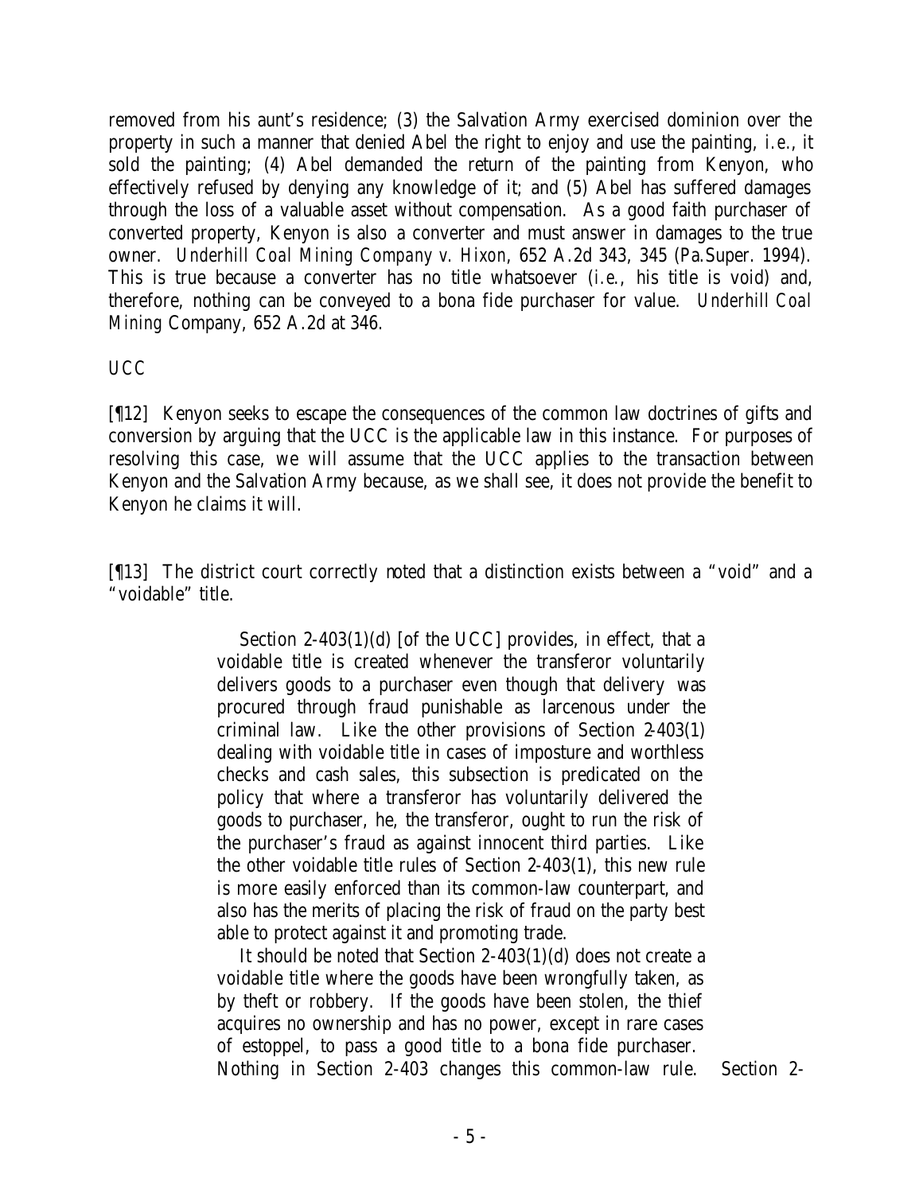removed from his aunt's residence; (3) the Salvation Army exercised dominion over the property in such a manner that denied Abel the right to enjoy and use the painting, *i.e.*, it sold the painting; (4) Abel demanded the return of the painting from Kenyon, who effectively refused by denying any knowledge of it; and (5) Abel has suffered damages through the loss of a valuable asset without compensation. As a good faith purchaser of converted property, Kenyon is also a converter and must answer in damages to the true owner. *Underhill Coal Mining Company v. Hixon*, 652 A.2d 343, 345 (Pa.Super. 1994). This is true because a converter has no title whatsoever (*i.e.*, his title is void) and, therefore, nothing can be conveyed to a bona fide purchaser for value. *Underhill Coal Mining* Company, 652 A.2d at 346.

*UCC*

[¶12] Kenyon seeks to escape the consequences of the common law doctrines of gifts and conversion by arguing that the UCC is the applicable law in this instance. For purposes of resolving this case, we will assume that the UCC applies to the transaction between Kenyon and the Salvation Army because, as we shall see, it does not provide the benefit to Kenyon he claims it will.

[¶13] The district court correctly noted that a distinction exists between a "void" and a "voidable" title.

> Section 2-403(1)(d) [of the UCC] provides, in effect, that a voidable title is created whenever the transferor voluntarily delivers goods to a purchaser even though that delivery was procured through fraud punishable as larcenous under the criminal law. Like the other provisions of Section 2-403(1) dealing with voidable title in cases of imposture and worthless checks and cash sales, this subsection is predicated on the policy that where a transferor has voluntarily delivered the goods to purchaser, he, the transferor, ought to run the risk of the purchaser's fraud as against innocent third parties. Like the other voidable title rules of Section 2-403(1), this new rule is more easily enforced than its common-law counterpart, and also has the merits of placing the risk of fraud on the party best able to protect against it and promoting trade.
>
> It should be noted that Section 2-403(1)(d) does not create a voidable title where the goods have been wrongfully taken, as by theft or robbery. If the goods have been stolen, the thief acquires no ownership and has no power, except in rare cases of estoppel, to pass a good title to a bona fide purchaser. Nothing in Section 2-403 changes this common-law rule. Section 2-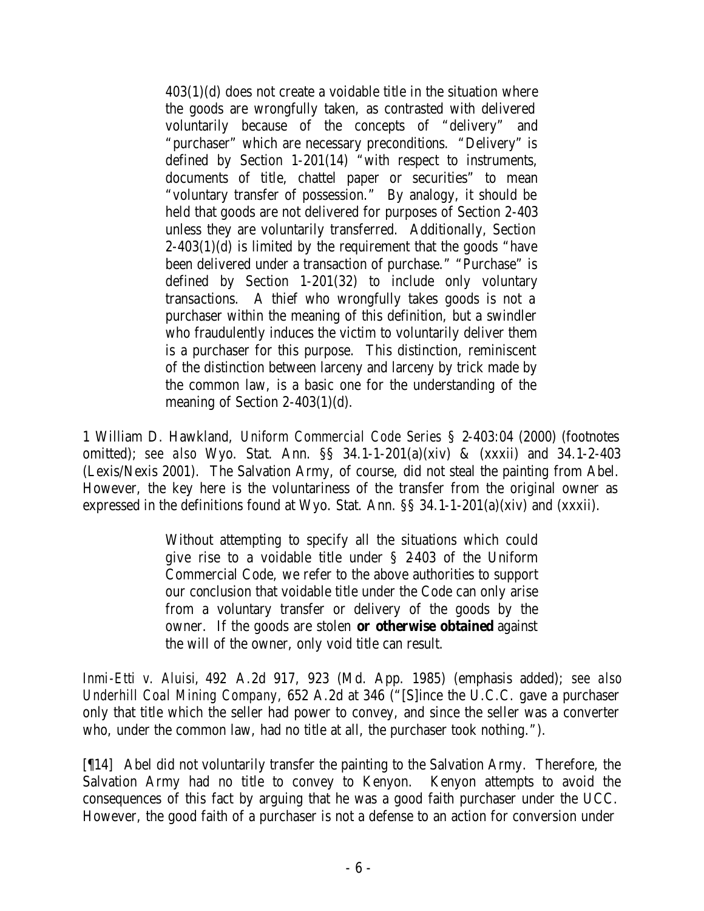> 403(1)(d) does not create a voidable title in the situation where the goods are wrongfully taken, as contrasted with delivered voluntarily because of the concepts of "delivery" and "purchaser" which are necessary preconditions. "Delivery" is defined by Section 1-201(14) "with respect to instruments, documents of title, chattel paper or securities" to mean "voluntary transfer of possession." By analogy, it should be held that goods are not delivered for purposes of Section 2-403 unless they are voluntarily transferred. Additionally, Section 2-403(1)(d) is limited by the requirement that the goods "have been delivered under a transaction of purchase." "Purchase" is defined by Section 1-201(32) to include only voluntary transactions. A thief who wrongfully takes goods is not a purchaser within the meaning of this definition, but a swindler who fraudulently induces the victim to voluntarily deliver them is a purchaser for this purpose. This distinction, reminiscent of the distinction between larceny and larceny by trick made by the common law, is a basic one for the understanding of the meaning of Section 2-403(1)(d).

1 William D. Hawkland, *Uniform Commercial Code Series* § 2-403:04 (2000) (footnotes omitted); *see also* Wyo. Stat. Ann. §§ 34.1-1-201(a)(xiv) & (xxxii) and 34.1-2-403 (Lexis/Nexis 2001). The Salvation Army, of course, did not steal the painting from Abel. However, the key here is the voluntariness of the transfer from the original owner as expressed in the definitions found at Wyo. Stat. Ann. §§ 34.1-1-201(a)(xiv) and (xxxii).

> Without attempting to specify all the situations which could give rise to a voidable title under § 2-403 of the Uniform Commercial Code, we refer to the above authorities to support our conclusion that voidable title under the Code can only arise from a voluntary transfer or delivery of the goods by the owner. If the goods are stolen **or otherwise obtained** against the will of the owner, only void title can result.

*Inmi-Etti v. Aluisi*, 492 A.2d 917, 923 (Md. App. 1985) (emphasis added); *see also Underhill Coal Mining Company*, 652 A.2d at 346 ("[S]ince the U.C.C. gave a purchaser only that title which the seller had power to convey, and since the seller was a converter who, under the common law, had no title at all, the purchaser took nothing.").

[¶14] Abel did not voluntarily transfer the painting to the Salvation Army. Therefore, the Salvation Army had no title to convey to Kenyon. Kenyon attempts to avoid the consequences of this fact by arguing that he was a good faith purchaser under the UCC. However, the good faith of a purchaser is not a defense to an action for conversion under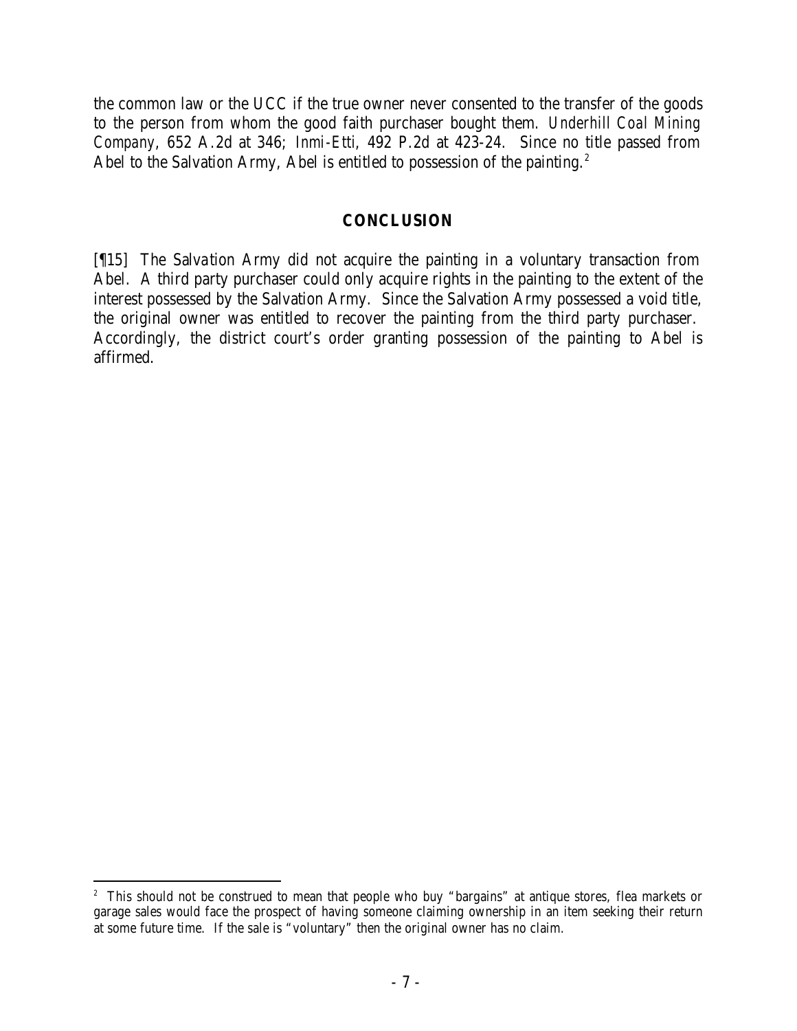the common law or the UCC if the true owner never consented to the transfer of the goods to the person from whom the good faith purchaser bought them. *Underhill Coal Mining Company*, 652 A.2d at 346; *Inmi-Etti*, 492 P.2d at 423-24. Since no title passed from Abel to the Salvation Army, Abel is entitled to possession of the painting.[2]

## CONCLUSION

[¶15] The Salvation Army did not acquire the painting in a voluntary transaction from Abel. A third party purchaser could only acquire rights in the painting to the extent of the interest possessed by the Salvation Army. Since the Salvation Army possessed a void title, the original owner was entitled to recover the painting from the third party purchaser. Accordingly, the district court's order granting possession of the painting to Abel is affirmed.

---

[2] This should not be construed to mean that people who buy "bargains" at antique stores, flea markets or garage sales would face the prospect of having someone claiming ownership in an item seeking their return at some future time. If the sale is "voluntary" then the original owner has no claim.